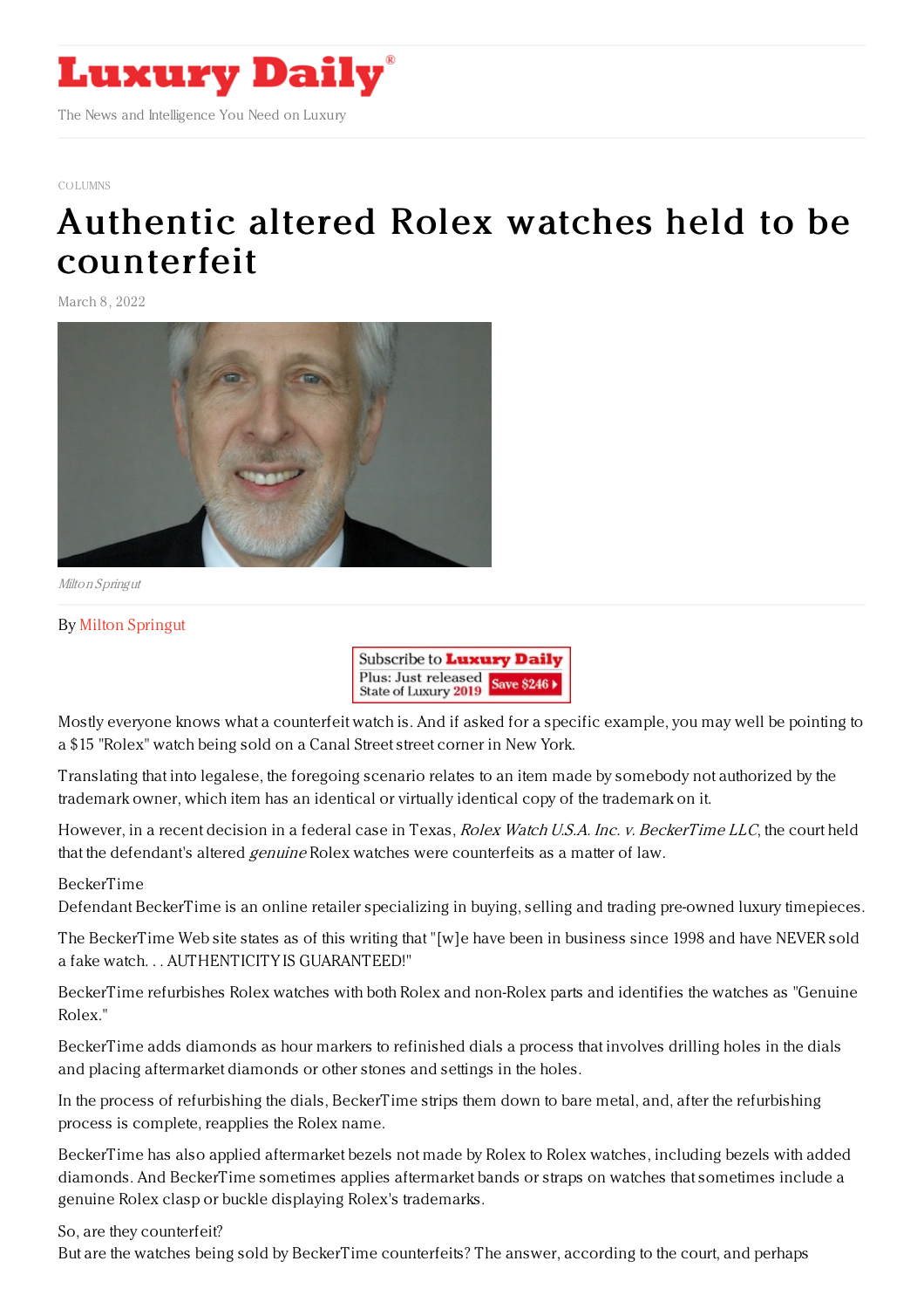COLUMNS

# Authentic altered Rolex watches held to be counterfeit

March 8, 2022

*Milton Springut*

By Milton Springut

Mostly everyone knows what a counterfeit watch is. And if asked for a specific example, you may well be pointing to a $15 "Rolex" watch being sold on a Canal Street street corner in New York.

Translating that into legalese, the foregoing scenario relates to an item made by somebody not authorized by the trademark owner, which item has an identical or virtually identical copy of the trademark on it.

However, in a recent decision in a federal case in Texas, *Rolex Watch U.S.A. Inc. v. BeckerTime LLC*, the court held that the defendant's altered *genuine* Rolex watches were counterfeits as a matter of law.

BeckerTime

Defendant BeckerTime is an online retailer specializing in buying, selling and trading pre-owned luxury timepieces.

The BeckerTime Web site states as of this writing that "[w]e have been in business since 1998 and have NEVER sold a fake watch. . . AUTHENTICITY IS GUARANTEED!"

BeckerTime refurbishes Rolex watches with both Rolex and non-Rolex parts and identifies the watches as "Genuine Rolex."

BeckerTime adds diamonds as hour markers to refinished dials a process that involves drilling holes in the dials and placing aftermarket diamonds or other stones and settings in the holes.

In the process of refurbishing the dials, BeckerTime strips them down to bare metal, and, after the refurbishing process is complete, reapplies the Rolex name.

BeckerTime has also applied aftermarket bezels not made by Rolex to Rolex watches, including bezels with added diamonds. And BeckerTime sometimes applies aftermarket bands or straps on watches that sometimes include a genuine Rolex clasp or buckle displaying Rolex's trademarks.

So, are they counterfeit?

But are the watches being sold by BeckerTime counterfeits? The answer, according to the court, and perhaps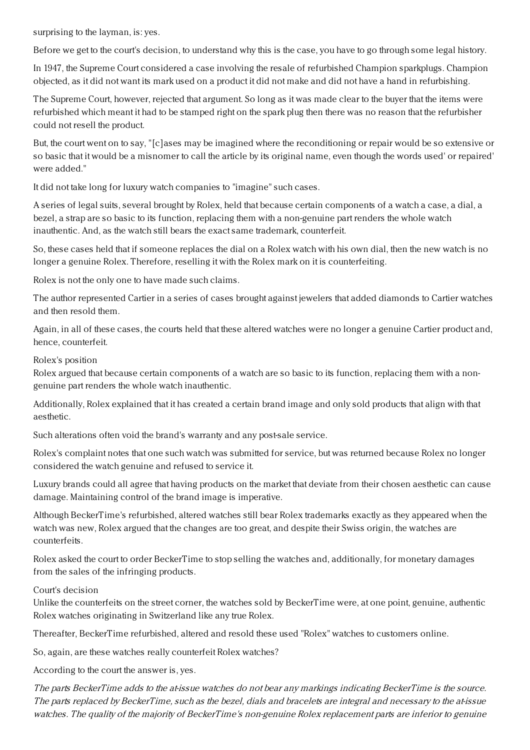surprising to the layman, is: yes.

Before we get to the court's decision, to understand why this is the case, you have to go through some legal history.

In 1947, the Supreme Court considered a case involving the resale of refurbished Champion sparkplugs. Champion objected, as it did not want its mark used on a product it did not make and did not have a hand in refurbishing.

The Supreme Court, however, rejected that argument. So long as it was made clear to the buyer that the items were refurbished which meant it had to be stamped right on the spark plug then there was no reason that the refurbisher could not resell the product.

But, the court went on to say, "[c]ases may be imagined where the reconditioning or repair would be so extensive or so basic that it would be a misnomer to call the article by its original name, even though the words used' or repaired' were added."

It did not take long for luxury watch companies to "imagine" such cases.

A series of legal suits, several brought by Rolex, held that because certain components of a watch a case, a dial, a bezel, a strap are so basic to its function, replacing them with a non-genuine part renders the whole watch inauthentic. And, as the watch still bears the exact same trademark, counterfeit.

So, these cases held that if someone replaces the dial on a Rolex watch with his own dial, then the new watch is no longer a genuine Rolex. Therefore, reselling it with the Rolex mark on it is counterfeiting.

Rolex is not the only one to have made such claims.

The author represented Cartier in a series of cases brought against jewelers that added diamonds to Cartier watches and then resold them.

Again, in all of these cases, the courts held that these altered watches were no longer a genuine Cartier product and, hence, counterfeit.

Rolex's position

Rolex argued that because certain components of a watch are so basic to its function, replacing them with a non-genuine part renders the whole watch inauthentic.

Additionally, Rolex explained that it has created a certain brand image and only sold products that align with that aesthetic.

Such alterations often void the brand's warranty and any post-sale service.

Rolex's complaint notes that one such watch was submitted for service, but was returned because Rolex no longer considered the watch genuine and refused to service it.

Luxury brands could all agree that having products on the market that deviate from their chosen aesthetic can cause damage. Maintaining control of the brand image is imperative.

Although BeckerTime's refurbished, altered watches still bear Rolex trademarks exactly as they appeared when the watch was new, Rolex argued that the changes are too great, and despite their Swiss origin, the watches are counterfeits.

Rolex asked the court to order BeckerTime to stop selling the watches and, additionally, for monetary damages from the sales of the infringing products.

Court's decision

Unlike the counterfeits on the street corner, the watches sold by BeckerTime were, at one point, genuine, authentic Rolex watches originating in Switzerland like any true Rolex.

Thereafter, BeckerTime refurbished, altered and resold these used "Rolex" watches to customers online.

So, again, are these watches really counterfeit Rolex watches?

According to the court the answer is, yes.

*The parts BeckerTime adds to the at-issue watches do not bear any markings indicating BeckerTime is the source. The parts replaced by BeckerTime, such as the bezel, dials and bracelets are integral and necessary to the at-issue watches. The quality of the majority of BeckerTime's non-genuine Rolex replacement parts are inferior to genuine*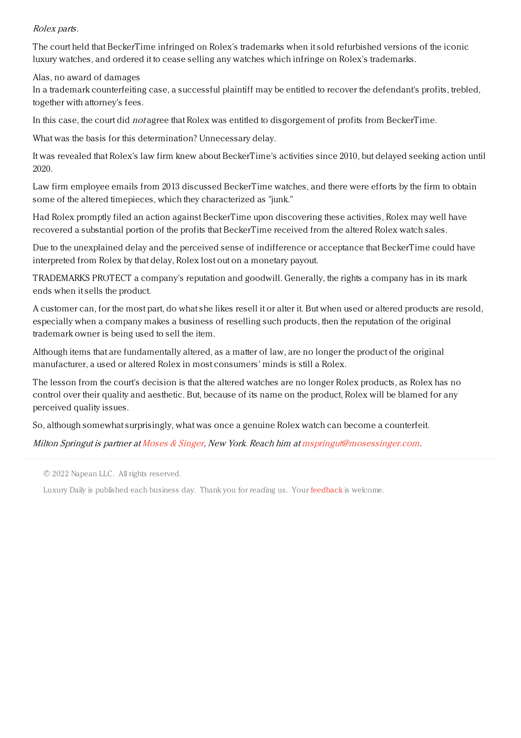*Rolex parts.*

The court held that BeckerTime infringed on Rolex's trademarks when it sold refurbished versions of the iconic luxury watches, and ordered it to cease selling any watches which infringe on Rolex's trademarks.

Alas, no award of damages

In a trademark counterfeiting case, a successful plaintiff may be entitled to recover the defendant's profits, trebled, together with attorney's fees.

In this case, the court did *not* agree that Rolex was entitled to disgorgement of profits from BeckerTime.

What was the basis for this determination? Unnecessary delay.

It was revealed that Rolex's law firm knew about BeckerTime's activities since 2010, but delayed seeking action until 2020.

Law firm employee emails from 2013 discussed BeckerTime watches, and there were efforts by the firm to obtain some of the altered timepieces, which they characterized as "junk."

Had Rolex promptly filed an action against BeckerTime upon discovering these activities, Rolex may well have recovered a substantial portion of the profits that BeckerTime received from the altered Rolex watch sales.

Due to the unexplained delay and the perceived sense of indifference or acceptance that BeckerTime could have interpreted from Rolex by that delay, Rolex lost out on a monetary payout.

TRADEMARKS PROTECT a company's reputation and goodwill. Generally, the rights a company has in its mark ends when it sells the product.

A customer can, for the most part, do what she likes resell it or alter it. But when used or altered products are resold, especially when a company makes a business of reselling such products, then the reputation of the original trademark owner is being used to sell the item.

Although items that are fundamentally altered, as a matter of law, are no longer the product of the original manufacturer, a used or altered Rolex in most consumers' minds is still a Rolex.

The lesson from the court's decision is that the altered watches are no longer Rolex products, as Rolex has no control over their quality and aesthetic. But, because of its name on the product, Rolex will be blamed for any perceived quality issues.

So, although somewhat surprisingly, what was once a genuine Rolex watch can become a counterfeit.

*Milton Springut is partner at Moses & Singer, New York. Reach him at mspringut@mosessinger.com.*

© 2022 Napean LLC. All rights reserved.

Luxury Daily is published each business day. Thank you for reading us. Your feedback is welcome.